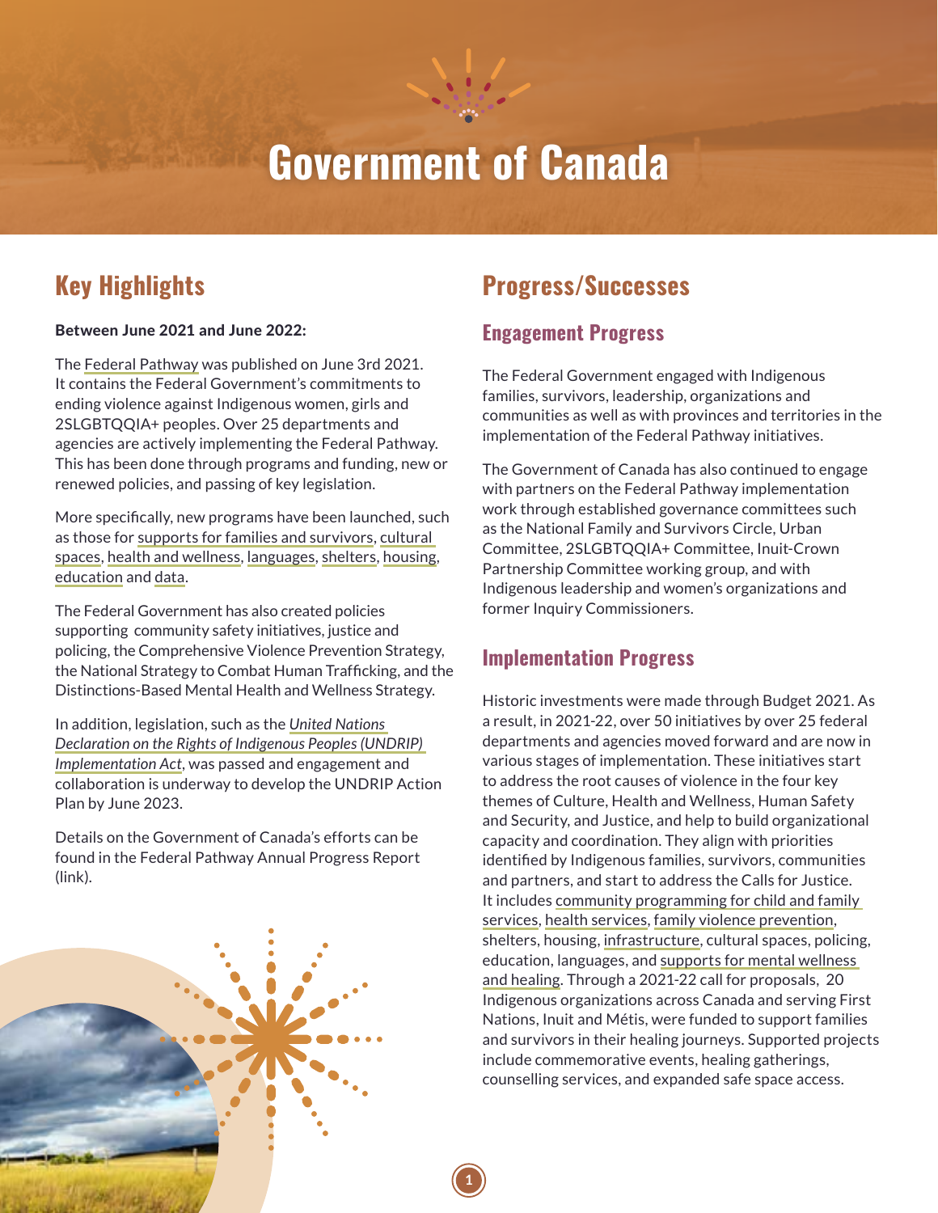# Government of Canada

## Key Highlights

**Between June 2021 and June 2022:**

The Federal Pathway was published on June 3rd 2021. It contains the Federal Government's commitments to ending violence against Indigenous women, girls and 2SLGBTQQIA+ peoples. Over 25 departments and agencies are actively implementing the Federal Pathway. This has been done through programs and funding, new or renewed policies, and passing of key legislation.

More specifically, new programs have been launched, such as those for supports for families and survivors, cultural spaces, health and wellness, languages, shelters, housing, education and data.

The Federal Government has also created policies supporting community safety initiatives, justice and policing, the Comprehensive Violence Prevention Strategy, the National Strategy to Combat Human Trafficking, and the Distinctions-Based Mental Health and Wellness Strategy.

In addition, legislation, such as the *United Nations Declaration on the Rights of Indigenous Peoples (UNDRIP) Implementation Act*, was passed and engagement and collaboration is underway to develop the UNDRIP Action Plan by June 2023.

Details on the Government of Canada's efforts can be found in the Federal Pathway Annual Progress Report (link).

## Progress/Successes

### Engagement Progress

The Federal Government engaged with Indigenous families, survivors, leadership, organizations and communities as well as with provinces and territories in the implementation of the Federal Pathway initiatives.

The Government of Canada has also continued to engage with partners on the Federal Pathway implementation work through established governance committees such as the National Family and Survivors Circle, Urban Committee, 2SLGBTQQIA+ Committee, Inuit-Crown Partnership Committee working group, and with Indigenous leadership and women's organizations and former Inquiry Commissioners.

### Implementation Progress

Historic investments were made through Budget 2021. As a result, in 2021-22, over 50 initiatives by over 25 federal departments and agencies moved forward and are now in various stages of implementation. These initiatives start to address the root causes of violence in the four key themes of Culture, Health and Wellness, Human Safety and Security, and Justice, and help to build organizational capacity and coordination. They align with priorities identified by Indigenous families, survivors, communities and partners, and start to address the Calls for Justice. It includes community programming for child and family services, health services, family violence prevention, shelters, housing, infrastructure, cultural spaces, policing, education, languages, and supports for mental wellness and healing. Through a 2021-22 call for proposals, 20 Indigenous organizations across Canada and serving First Nations, Inuit and Métis, were funded to support families and survivors in their healing journeys. Supported projects include commemorative events, healing gatherings, counselling services, and expanded safe space access.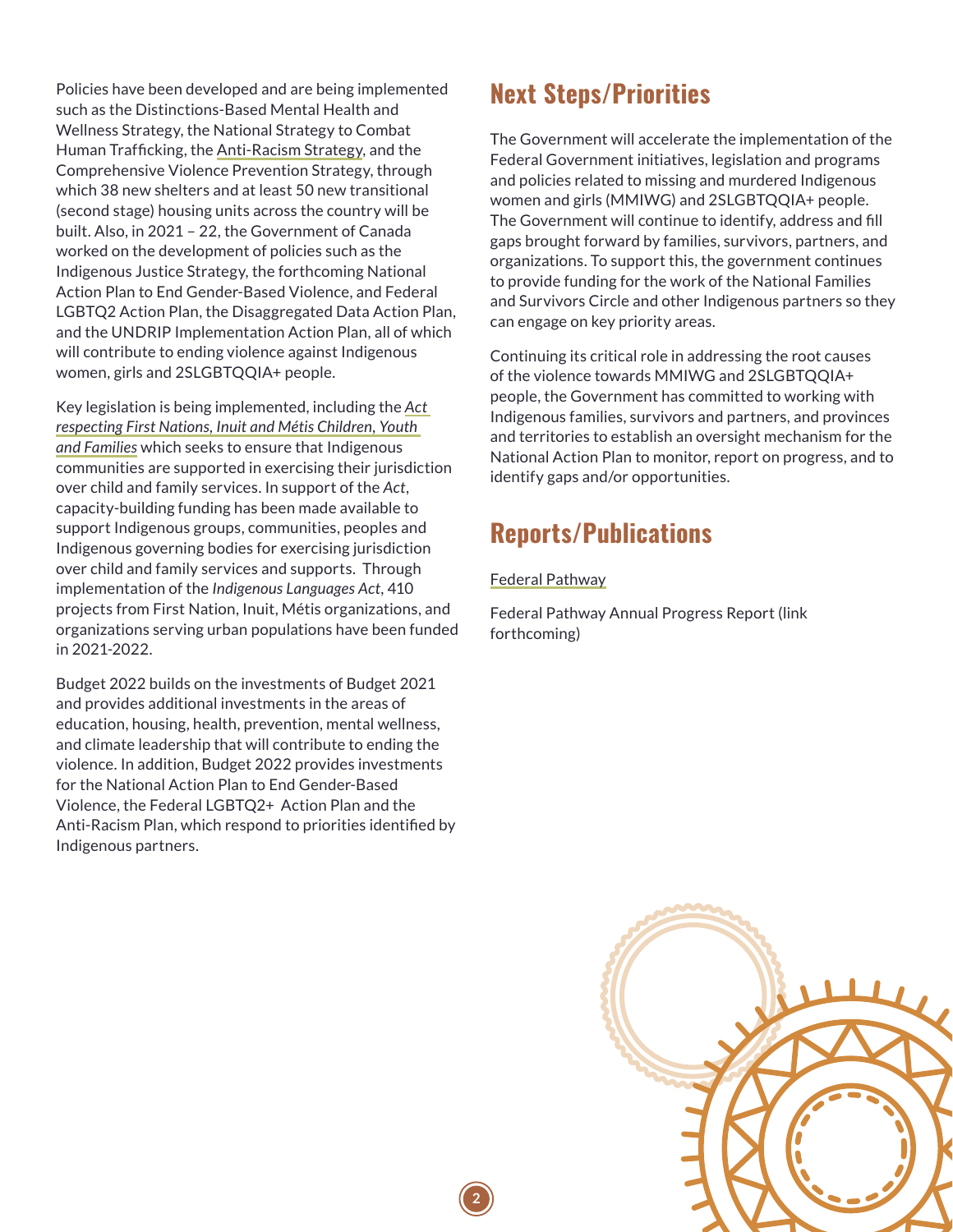Policies have been developed and are being implemented such as the Distinctions-Based Mental Health and Wellness Strategy, the National Strategy to Combat Human Trafficking, the Anti-Racism Strategy, and the Comprehensive Violence Prevention Strategy, through which 38 new shelters and at least 50 new transitional (second stage) housing units across the country will be built. Also, in 2021 – 22, the Government of Canada worked on the development of policies such as the Indigenous Justice Strategy, the forthcoming National Action Plan to End Gender-Based Violence, and Federal LGBTQ2 Action Plan, the Disaggregated Data Action Plan, and the UNDRIP Implementation Action Plan, all of which will contribute to ending violence against Indigenous women, girls and 2SLGBTQQIA+ people.

Key legislation is being implemented, including the *Act respecting First Nations, Inuit and Métis Children, Youth and Families* which seeks to ensure that Indigenous communities are supported in exercising their jurisdiction over child and family services. In support of the *Act*, capacity-building funding has been made available to support Indigenous groups, communities, peoples and Indigenous governing bodies for exercising jurisdiction over child and family services and supports. Through implementation of the *Indigenous Languages Act*, 410 projects from First Nation, Inuit, Métis organizations, and organizations serving urban populations have been funded in 2021-2022.

Budget 2022 builds on the investments of Budget 2021 and provides additional investments in the areas of education, housing, health, prevention, mental wellness, and climate leadership that will contribute to ending the violence. In addition, Budget 2022 provides investments for the National Action Plan to End Gender-Based Violence, the Federal LGBTQ2+ Action Plan and the Anti-Racism Plan, which respond to priorities identified by Indigenous partners.

## Next Steps/Priorities

The Government will accelerate the implementation of the Federal Government initiatives, legislation and programs and policies related to missing and murdered Indigenous women and girls (MMIWG) and 2SLGBTQQIA+ people. The Government will continue to identify, address and fill gaps brought forward by families, survivors, partners, and organizations. To support this, the government continues to provide funding for the work of the National Families and Survivors Circle and other Indigenous partners so they can engage on key priority areas.

Continuing its critical role in addressing the root causes of the violence towards MMIWG and 2SLGBTQQIA+ people, the Government has committed to working with Indigenous families, survivors and partners, and provinces and territories to establish an oversight mechanism for the National Action Plan to monitor, report on progress, and to identify gaps and/or opportunities.

## Reports/Publications

Federal Pathway

Federal Pathway Annual Progress Report (link forthcoming)